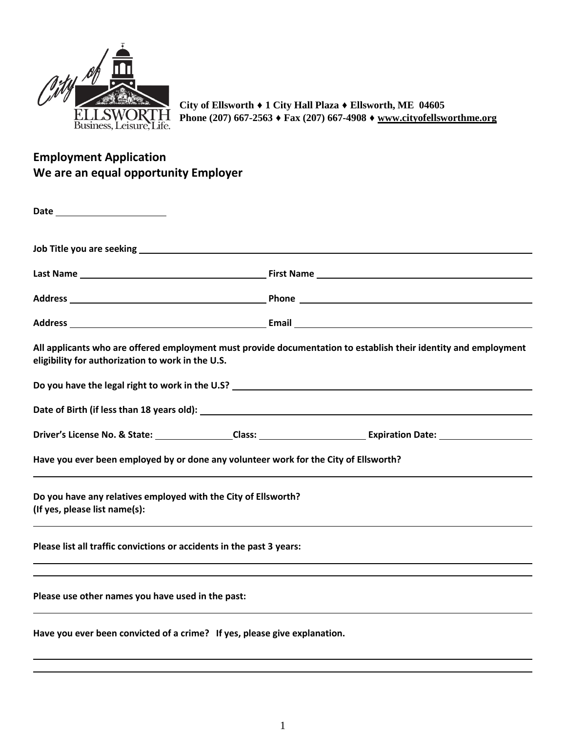**City of Ellsworth ♦ 1 City Hall Plaza ♦ Ellsworth, ME 04605**
**Phone (207) 667-2563 ♦ Fax (207) 667-4908 ♦ www.cityofellsworthme.org**

## Employment Application
## We are an equal opportunity Employer

**Date** ______________________

**Job Title you are seeking** ______________________________________________

**Last Name** ______________________ **First Name** ______________________

**Address** ______________________ **Phone** ______________________

**Address** ______________________ **Email** ______________________

**All applicants who are offered employment must provide documentation to establish their identity and employment eligibility for authorization to work in the U.S.**

**Do you have the legal right to work in the U.S?** ______________________

**Date of Birth (if less than 18 years old):** ______________________

**Driver's License No. & State:** ______________ **Class:** ______________ **Expiration Date:** ______________

**Have you ever been employed by or done any volunteer work for the City of Ellsworth?**

______________________________________________

**Do you have any relatives employed with the City of Ellsworth?**
**(If yes, please list name(s):**

______________________________________________

**Please list all traffic convictions or accidents in the past 3 years:**

______________________________________________

______________________________________________

**Please use other names you have used in the past:**

______________________________________________

**Have you ever been convicted of a crime? If yes, please give explanation.**

______________________________________________

______________________________________________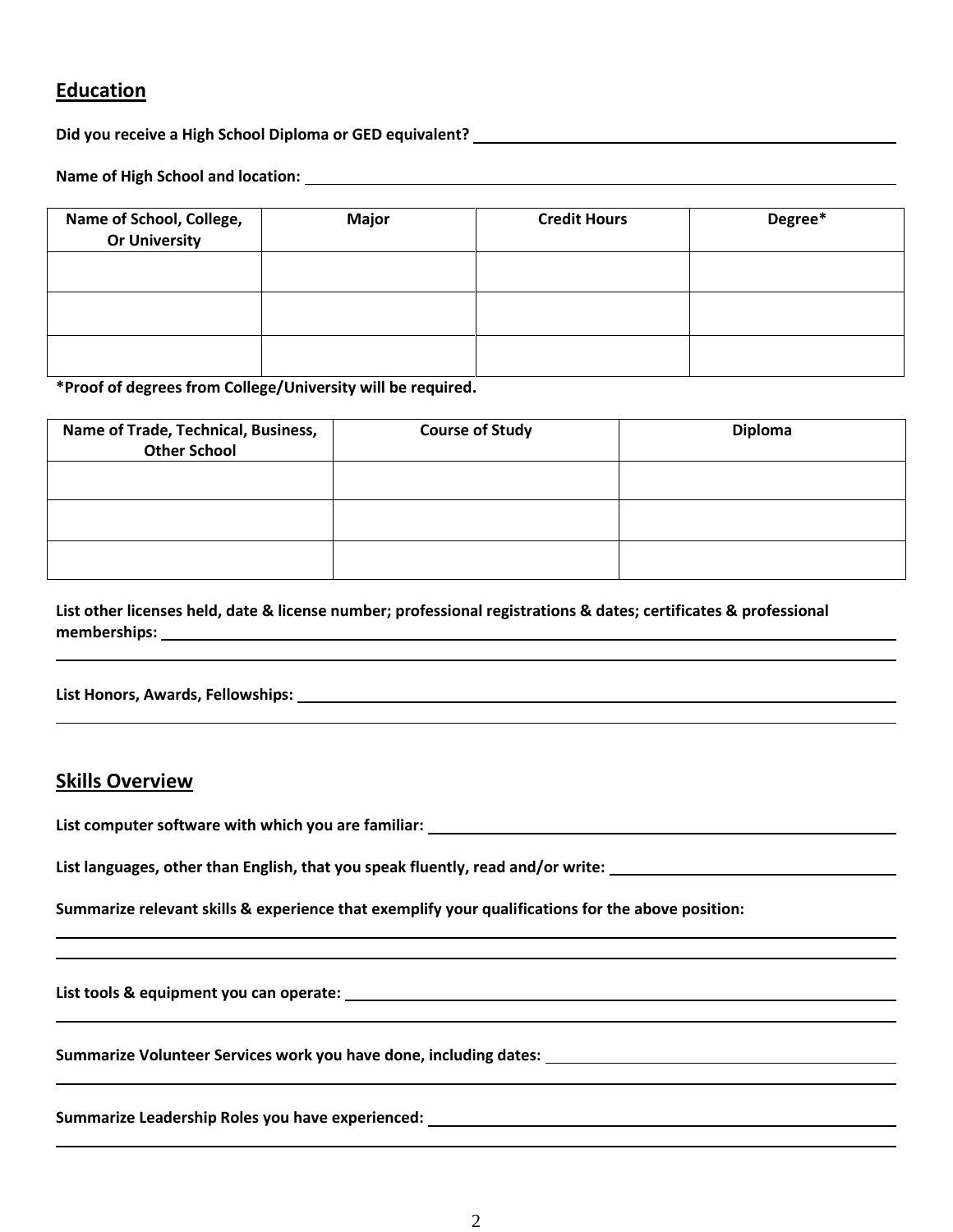## Education

**Did you receive a High School Diploma or GED equivalent?** ______________________________

**Name of High School and location:** ______________________________

| Name of School, College, Or University | Major | Credit Hours | Degree* |
|---|---|---|---|
| | | | |
| | | | |
| | | | |

**\*Proof of degrees from College/University will be required.**

| Name of Trade, Technical, Business, Other School | Course of Study | Diploma |
|---|---|---|
| | | |
| | | |
| | | |

**List other licenses held, date & license number; professional registrations & dates; certificates & professional memberships:** ______________________________

______________________________

**List Honors, Awards, Fellowships:** ______________________________

______________________________

## Skills Overview

**List computer software with which you are familiar:** ______________________________

**List languages, other than English, that you speak fluently, read and/or write:** ______________________________

**Summarize relevant skills & experience that exemplify your qualifications for the above position:**

______________________________

______________________________

**List tools & equipment you can operate:** ______________________________

______________________________

**Summarize Volunteer Services work you have done, including dates:** ______________________________

______________________________

**Summarize Leadership Roles you have experienced:** ______________________________

______________________________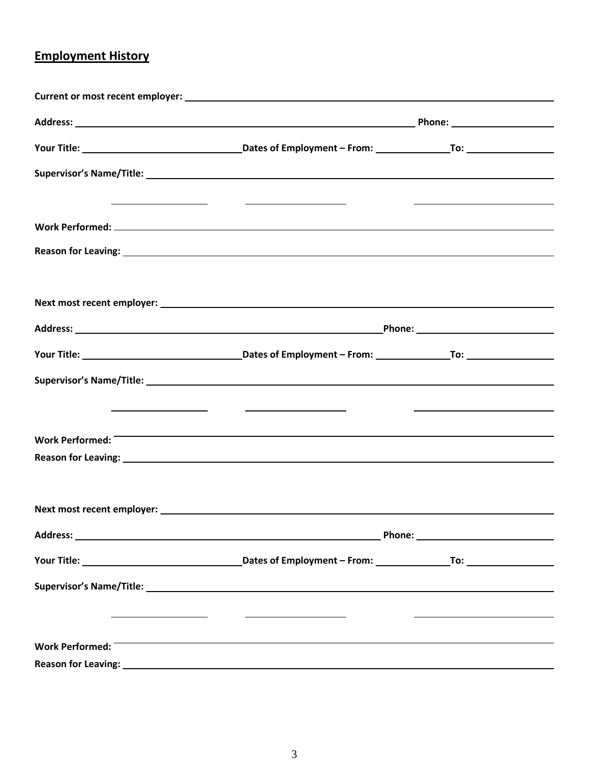## Employment History

**Current or most recent employer:** ______________________________________________

**Address:** ______________________________________ **Phone:** ________________

**Your Title:** ____________________ **Dates of Employment – From:** __________ **To:** __________

**Supervisor's Name/Title:** ______________________________________________

______________ ______________ ____________________

**Work Performed:** ______________________________________________

**Reason for Leaving:** ______________________________________________

**Next most recent employer:** ______________________________________________

**Address:** ______________________________________ **Phone:** ________________

**Your Title:** ____________________ **Dates of Employment – From:** __________ **To:** __________

**Supervisor's Name/Title:** ______________________________________________

______________ ______________ ____________________

**Work Performed:** ______________________________________________

**Reason for Leaving:** ______________________________________________

**Next most recent employer:** ______________________________________________

**Address:** ______________________________________ **Phone:** ________________

**Your Title:** ____________________ **Dates of Employment – From:** __________ **To:** __________

**Supervisor's Name/Title:** ______________________________________________

______________ ______________ ____________________

**Work Performed:** ______________________________________________

**Reason for Leaving:** ______________________________________________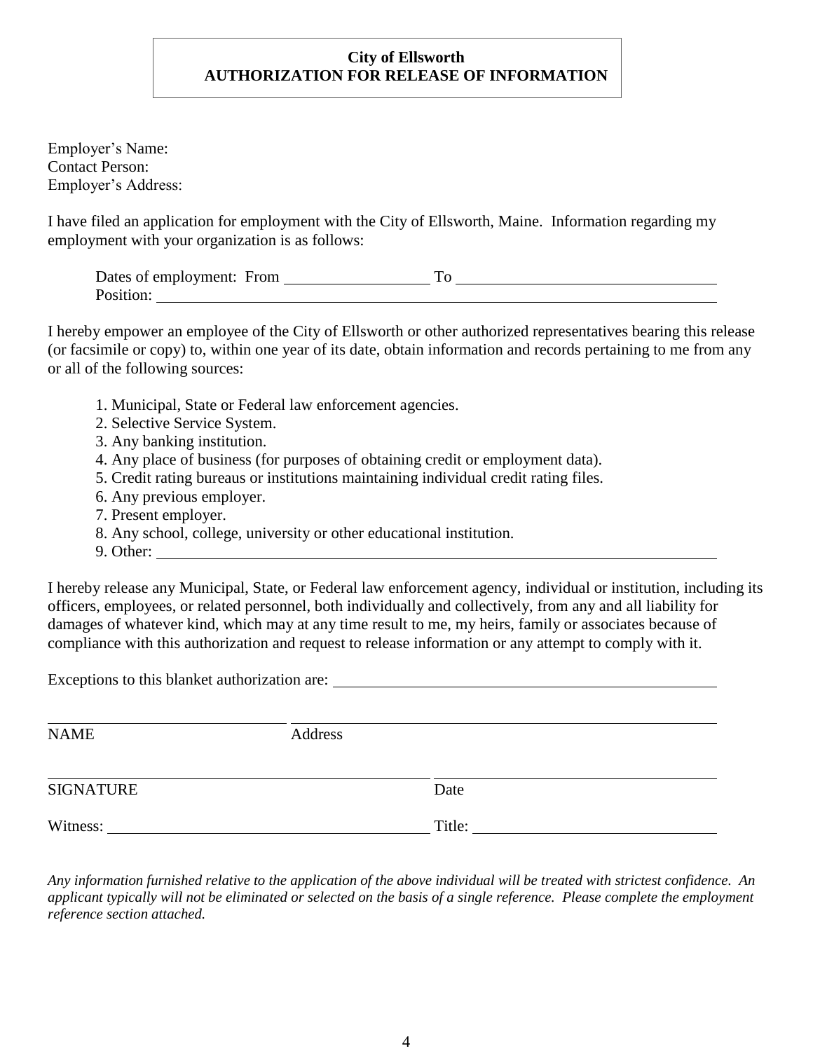**City of Ellsworth**
**AUTHORIZATION FOR RELEASE OF INFORMATION**

Employer's Name:
Contact Person:
Employer's Address:

I have filed an application for employment with the City of Ellsworth, Maine. Information regarding my employment with your organization is as follows:

Dates of employment: From ________________ To ______________________________
Position: ______________________________________________________________________

I hereby empower an employee of the City of Ellsworth or other authorized representatives bearing this release (or facsimile or copy) to, within one year of its date, obtain information and records pertaining to me from any or all of the following sources:

1. Municipal, State or Federal law enforcement agencies.
2. Selective Service System.
3. Any banking institution.
4. Any place of business (for purposes of obtaining credit or employment data).
5. Credit rating bureaus or institutions maintaining individual credit rating files.
6. Any previous employer.
7. Present employer.
8. Any school, college, university or other educational institution.
9. Other: ______________________________________________________________________

I hereby release any Municipal, State, or Federal law enforcement agency, individual or institution, including its officers, employees, or related personnel, both individually and collectively, from any and all liability for damages of whatever kind, which may at any time result to me, my heirs, family or associates because of compliance with this authorization and request to release information or any attempt to comply with it.

Exceptions to this blanket authorization are: ____________________________________________

______________________________ ______________________________________________
NAME Address

____________________________________________ ______________________________
SIGNATURE Date

Witness: ____________________________________ Title: ____________________________

*Any information furnished relative to the application of the above individual will be treated with strictest confidence. An applicant typically will not be eliminated or selected on the basis of a single reference. Please complete the employment reference section attached.*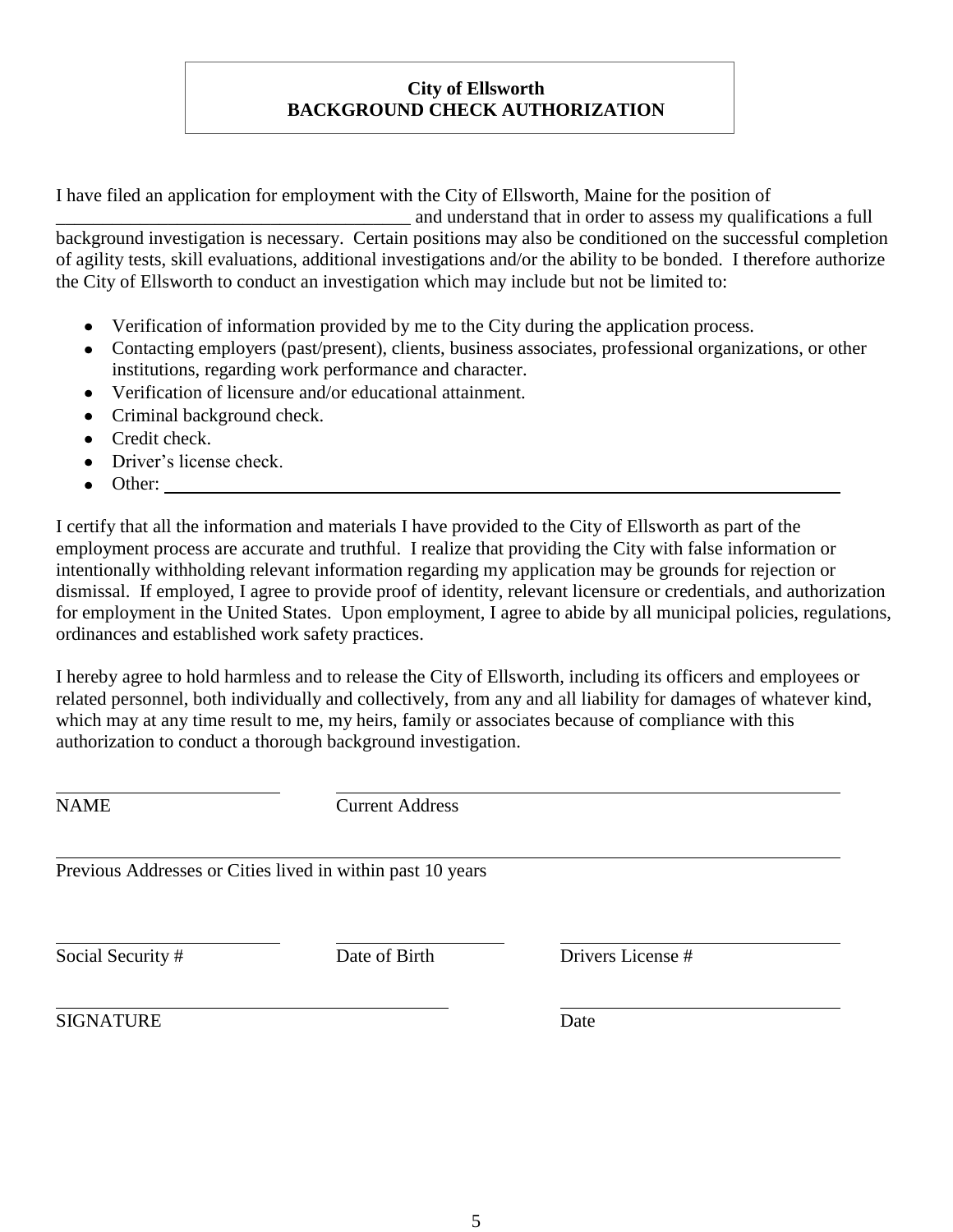**City of Ellsworth**
**BACKGROUND CHECK AUTHORIZATION**

I have filed an application for employment with the City of Ellsworth, Maine for the position of ______________________________________ and understand that in order to assess my qualifications a full background investigation is necessary. Certain positions may also be conditioned on the successful completion of agility tests, skill evaluations, additional investigations and/or the ability to be bonded. I therefore authorize the City of Ellsworth to conduct an investigation which may include but not be limited to:

- Verification of information provided by me to the City during the application process.
- Contacting employers (past/present), clients, business associates, professional organizations, or other institutions, regarding work performance and character.
- Verification of licensure and/or educational attainment.
- Criminal background check.
- Credit check.
- Driver's license check.
- Other: ______________________________________________

I certify that all the information and materials I have provided to the City of Ellsworth as part of the employment process are accurate and truthful. I realize that providing the City with false information or intentionally withholding relevant information regarding my application may be grounds for rejection or dismissal. If employed, I agree to provide proof of identity, relevant licensure or credentials, and authorization for employment in the United States. Upon employment, I agree to abide by all municipal policies, regulations, ordinances and established work safety practices.

I hereby agree to hold harmless and to release the City of Ellsworth, including its officers and employees or related personnel, both individually and collectively, from any and all liability for damages of whatever kind, which may at any time result to me, my heirs, family or associates because of compliance with this authorization to conduct a thorough background investigation.

______________________ ______________________________________________
NAME Current Address

______________________________________________________________________
Previous Addresses or Cities lived in within past 10 years

______________________ ________________ ______________________
Social Security # Date of Birth Drivers License #

__________________________________ ______________________
SIGNATURE Date